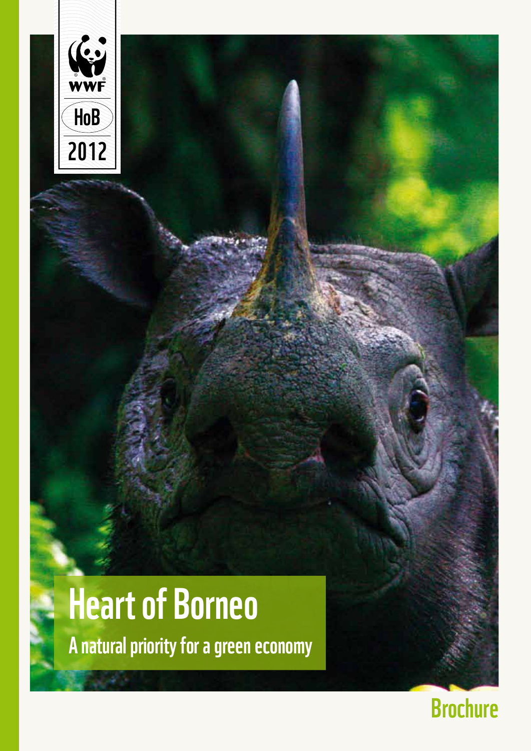WWF

HoB

2012

# Heart of Borneo

## A natural priority for a green economy

Brochure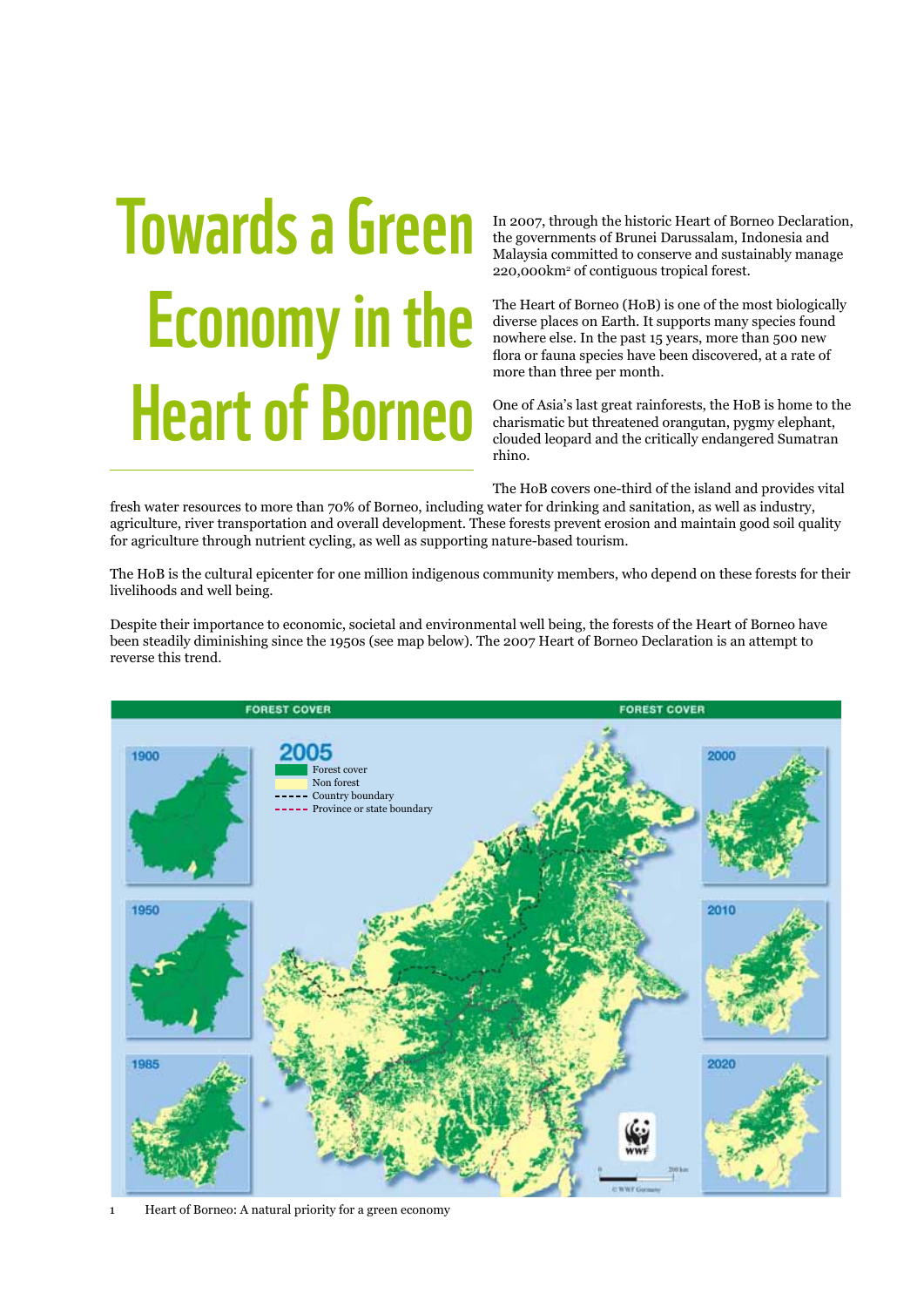# Towards a Green Economy in the Heart of Borneo

In 2007, through the historic Heart of Borneo Declaration, the governments of Brunei Darussalam, Indonesia and Malaysia committed to conserve and sustainably manage 220,000km² of contiguous tropical forest.

The Heart of Borneo (HoB) is one of the most biologically diverse places on Earth. It supports many species found nowhere else. In the past 15 years, more than 500 new flora or fauna species have been discovered, at a rate of more than three per month.

One of Asia's last great rainforests, the HoB is home to the charismatic but threatened orangutan, pygmy elephant, clouded leopard and the critically endangered Sumatran rhino.

The HoB covers one-third of the island and provides vital fresh water resources to more than 70% of Borneo, including water for drinking and sanitation, as well as industry, agriculture, river transportation and overall development. These forests prevent erosion and maintain good soil quality for agriculture through nutrient cycling, as well as supporting nature-based tourism.

The HoB is the cultural epicenter for one million indigenous community members, who depend on these forests for their livelihoods and well being.

Despite their importance to economic, societal and environmental well being, the forests of the Heart of Borneo have been steadily diminishing since the 1950s (see map below). The 2007 Heart of Borneo Declaration is an attempt to reverse this trend.

FOREST COVER — 1900, 1950, 1985, 2005, 2000, 2010, 2020

2005: Forest cover; Non forest; Country boundary; Province or state boundary

© WWF Germany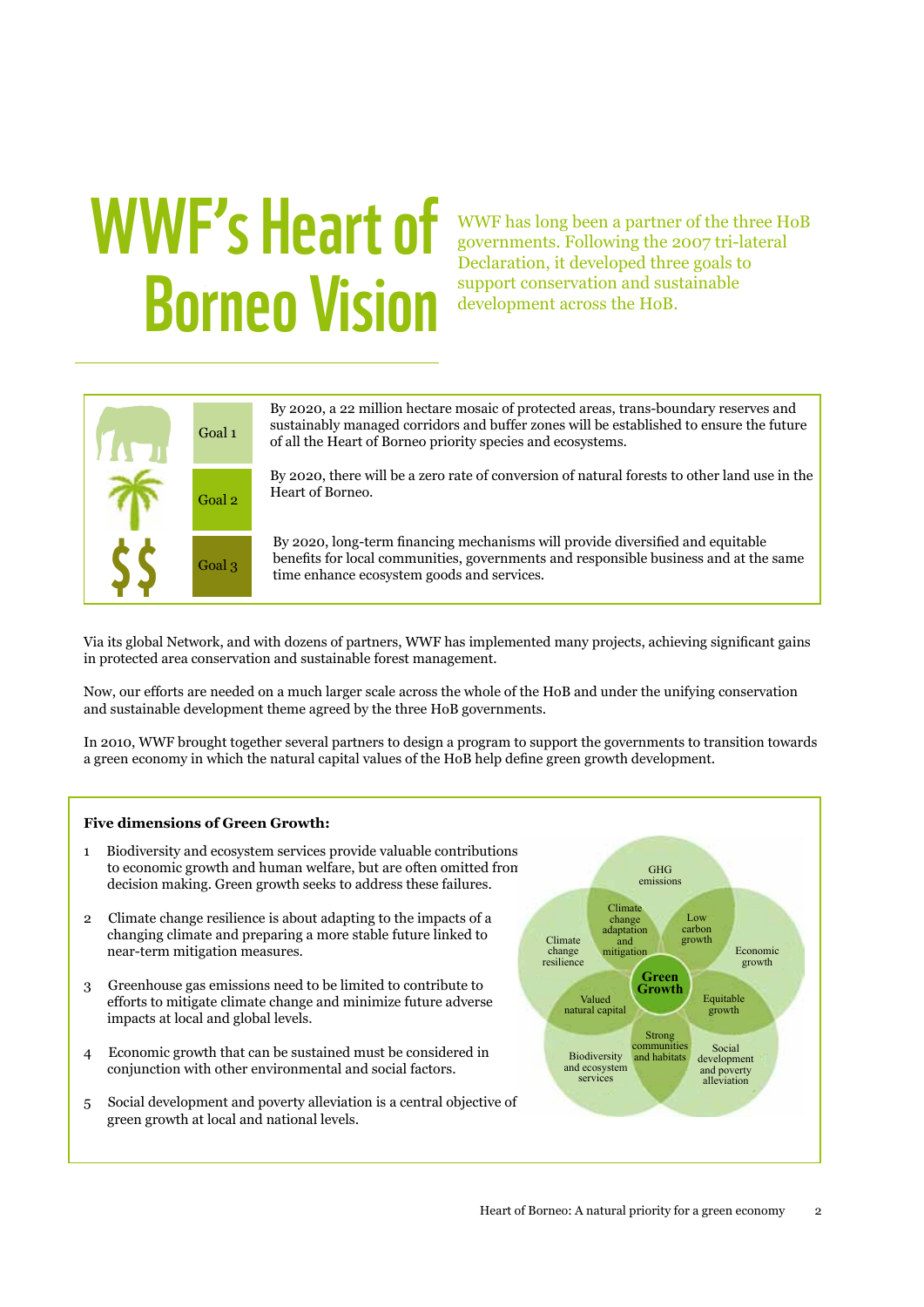# WWF's Heart of Borneo Vision

WWF has long been a partner of the three HoB governments. Following the 2007 tri-lateral Declaration, it developed three goals to support conservation and sustainable development across the HoB.

| | |
|---|---|
| Goal 1 | By 2020, a 22 million hectare mosaic of protected areas, trans-boundary reserves and sustainably managed corridors and buffer zones will be established to ensure the future of all the Heart of Borneo priority species and ecosystems. |
| Goal 2 | By 2020, there will be a zero rate of conversion of natural forests to other land use in the Heart of Borneo. |
| Goal 3 | By 2020, long-term financing mechanisms will provide diversified and equitable benefits for local communities, governments and responsible business and at the same time enhance ecosystem goods and services. |

Via its global Network, and with dozens of partners, WWF has implemented many projects, achieving significant gains in protected area conservation and sustainable forest management.

Now, our efforts are needed on a much larger scale across the whole of the HoB and under the unifying conservation and sustainable development theme agreed by the three HoB governments.

In 2010, WWF brought together several partners to design a program to support the governments to transition towards a green economy in which the natural capital values of the HoB help define green growth development.

**Five dimensions of Green Growth:**

1. Biodiversity and ecosystem services provide valuable contributions to economic growth and human welfare, but are often omitted from decision making. Green growth seeks to address these failures.
2. Climate change resilience is about adapting to the impacts of a changing climate and preparing a more stable future linked to near-term mitigation measures.
3. Greenhouse gas emissions need to be limited to contribute to efforts to mitigate climate change and minimize future adverse impacts at local and global levels.
4. Economic growth that can be sustained must be considered in conjunction with other environmental and social factors.
5. Social development and poverty alleviation is a central objective of green growth at local and national levels.

GHG emissions · Climate change resilience · Economic growth · Biodiversity and ecosystem services · Social development and poverty alleviation · Climate change adaptation and mitigation · Low carbon growth · Equitable growth · Strong communities and habitats · Valued natural capital · Green Growth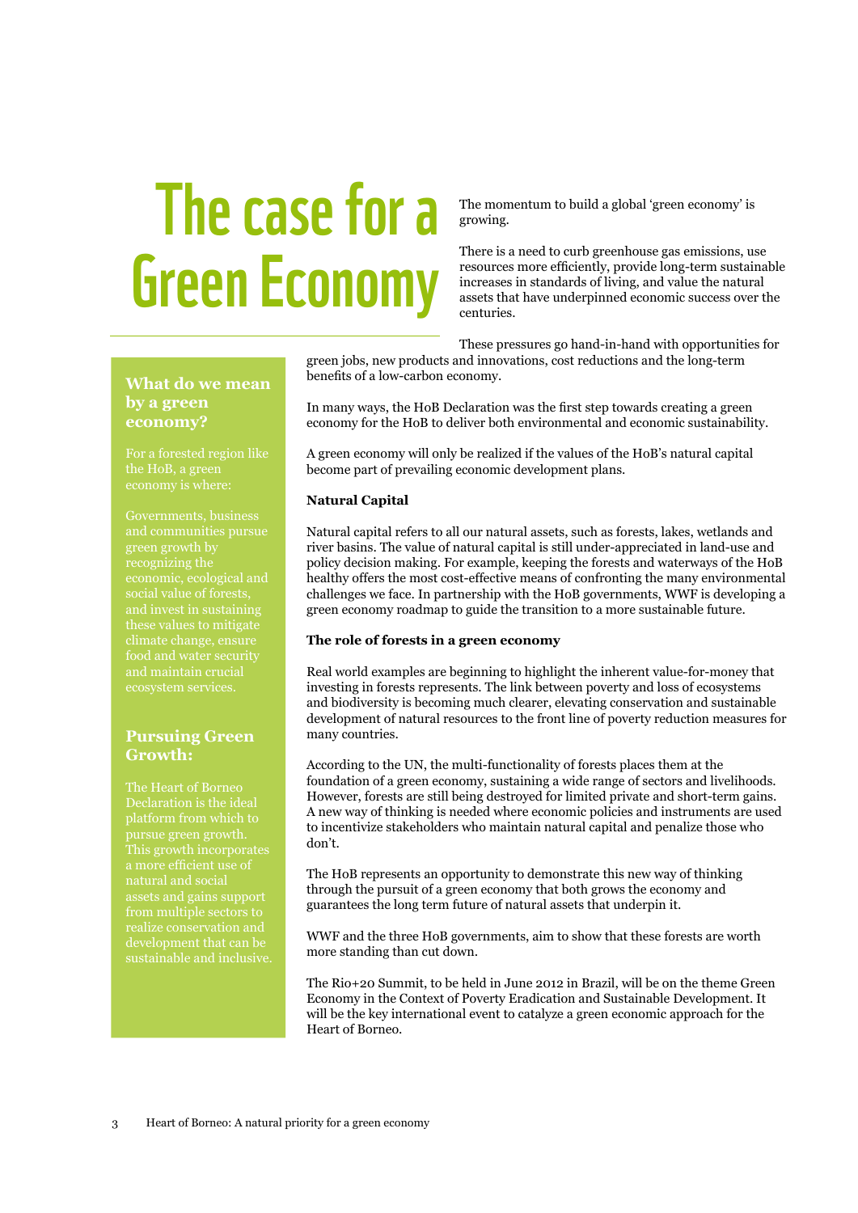# The case for a Green Economy

The momentum to build a global 'green economy' is growing.

There is a need to curb greenhouse gas emissions, use resources more efficiently, provide long-term sustainable increases in standards of living, and value the natural assets that have underpinned economic success over the centuries.

These pressures go hand-in-hand with opportunities for green jobs, new products and innovations, cost reductions and the long-term benefits of a low-carbon economy.

In many ways, the HoB Declaration was the first step towards creating a green economy for the HoB to deliver both environmental and economic sustainability.

A green economy will only be realized if the values of the HoB's natural capital become part of prevailing economic development plans.

**Natural Capital**

Natural capital refers to all our natural assets, such as forests, lakes, wetlands and river basins. The value of natural capital is still under-appreciated in land-use and policy decision making. For example, keeping the forests and waterways of the HoB healthy offers the most cost-effective means of confronting the many environmental challenges we face. In partnership with the HoB governments, WWF is developing a green economy roadmap to guide the transition to a more sustainable future.

**The role of forests in a green economy**

Real world examples are beginning to highlight the inherent value-for-money that investing in forests represents. The link between poverty and loss of ecosystems and biodiversity is becoming much clearer, elevating conservation and sustainable development of natural resources to the front line of poverty reduction measures for many countries.

According to the UN, the multi-functionality of forests places them at the foundation of a green economy, sustaining a wide range of sectors and livelihoods. However, forests are still being destroyed for limited private and short-term gains. A new way of thinking is needed where economic policies and instruments are used to incentivize stakeholders who maintain natural capital and penalize those who don't.

The HoB represents an opportunity to demonstrate this new way of thinking through the pursuit of a green economy that both grows the economy and guarantees the long term future of natural assets that underpin it.

WWF and the three HoB governments, aim to show that these forests are worth more standing than cut down.

The Rio+20 Summit, to be held in June 2012 in Brazil, will be on the theme Green Economy in the Context of Poverty Eradication and Sustainable Development. It will be the key international event to catalyze a green economic approach for the Heart of Borneo.

## What do we mean by a green economy?

For a forested region like the HoB, a green economy is where:

Governments, business and communities pursue green growth by recognizing the economic, ecological and social value of forests, and invest in sustaining these values to mitigate climate change, ensure food and water security and maintain crucial ecosystem services.

## Pursuing Green Growth:

The Heart of Borneo Declaration is the ideal platform from which to pursue green growth. This growth incorporates a more efficient use of natural and social assets and gains support from multiple sectors to realize conservation and development that can be sustainable and inclusive.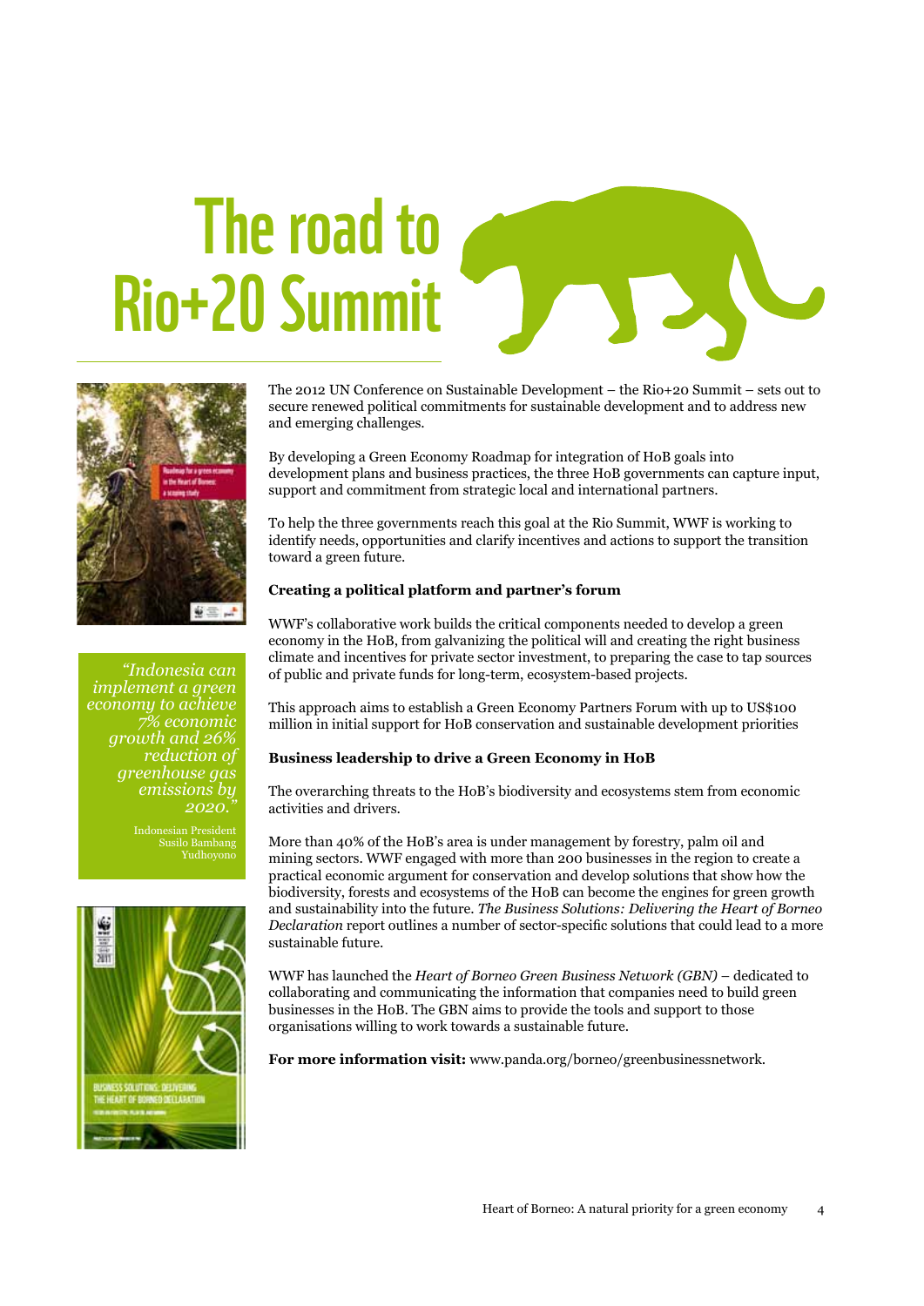# The road to Rio+20 Summit

The 2012 UN Conference on Sustainable Development – the Rio+20 Summit – sets out to secure renewed political commitments for sustainable development and to address new and emerging challenges.

By developing a Green Economy Roadmap for integration of HoB goals into development plans and business practices, the three HoB governments can capture input, support and commitment from strategic local and international partners.

To help the three governments reach this goal at the Rio Summit, WWF is working to identify needs, opportunities and clarify incentives and actions to support the transition toward a green future.

*"Indonesia can implement a green economy to achieve 7% economic growth and 26% reduction of greenhouse gas emissions by 2020."*

Indonesian President Susilo Bambang Yudhoyono

**Creating a political platform and partner's forum**

WWF's collaborative work builds the critical components needed to develop a green economy in the HoB, from galvanizing the political will and creating the right business climate and incentives for private sector investment, to preparing the case to tap sources of public and private funds for long-term, ecosystem-based projects.

This approach aims to establish a Green Economy Partners Forum with up to US$100 million in initial support for HoB conservation and sustainable development priorities

**Business leadership to drive a Green Economy in HoB**

The overarching threats to the HoB's biodiversity and ecosystems stem from economic activities and drivers.

More than 40% of the HoB's area is under management by forestry, palm oil and mining sectors. WWF engaged with more than 200 businesses in the region to create a practical economic argument for conservation and develop solutions that show how the biodiversity, forests and ecosystems of the HoB can become the engines for green growth and sustainability into the future. *The Business Solutions: Delivering the Heart of Borneo Declaration* report outlines a number of sector-specific solutions that could lead to a more sustainable future.

WWF has launched the *Heart of Borneo Green Business Network (GBN)* – dedicated to collaborating and communicating the information that companies need to build green businesses in the HoB. The GBN aims to provide the tools and support to those organisations willing to work towards a sustainable future.

**For more information visit:** www.panda.org/borneo/greenbusinessnetwork.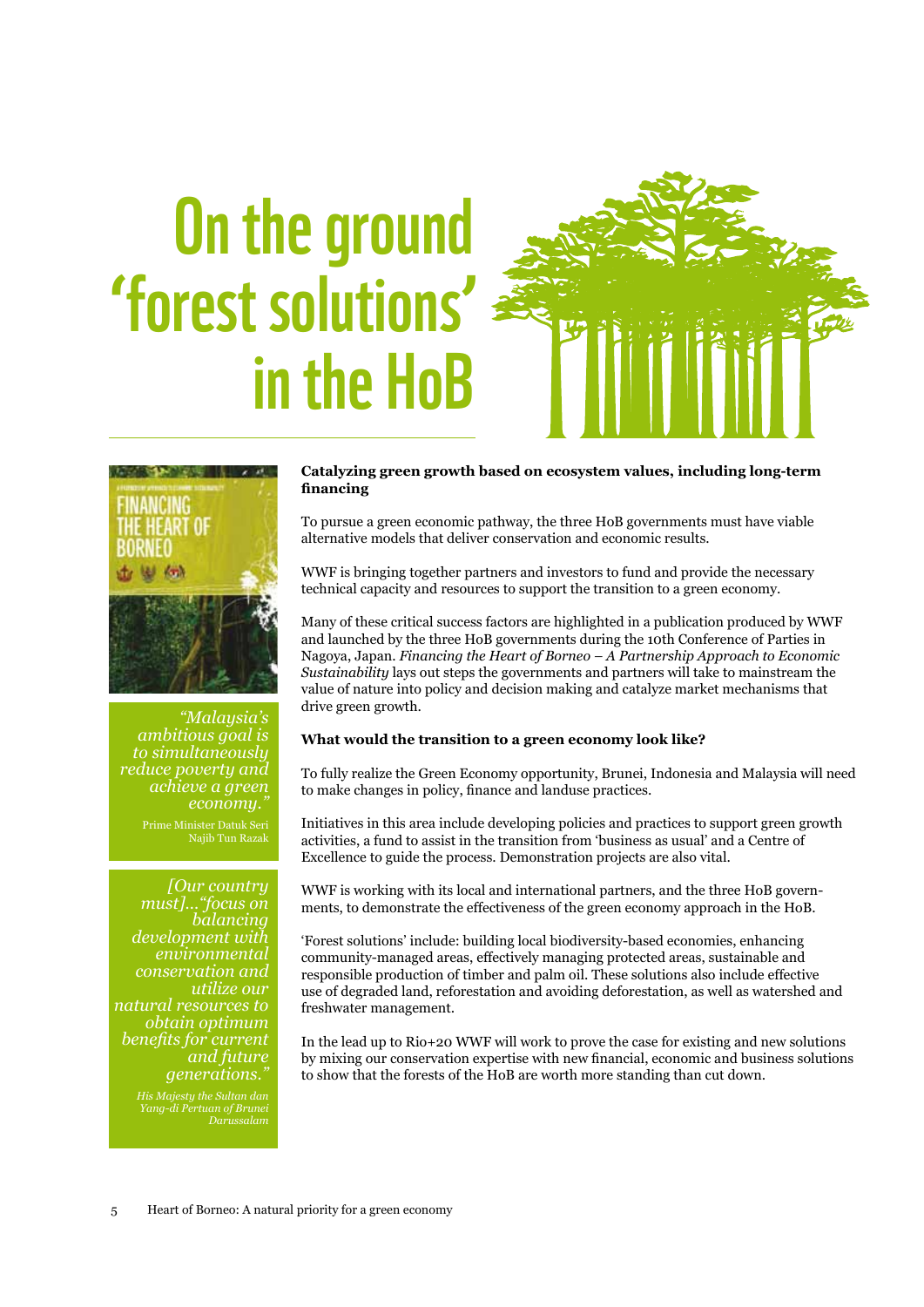# On the ground 'forest solutions' in the HoB

> *"Malaysia's ambitious goal is to simultaneously reduce poverty and achieve a green economy."*
>
> Prime Minister Datuk Seri Najib Tun Razak

> *[Our country must]…"focus on balancing development with environmental conservation and utilize our natural resources to obtain optimum benefits for current and future generations."*
>
> *His Majesty the Sultan dan Yang-di Pertuan of Brunei Darussalam*

**Catalyzing green growth based on ecosystem values, including long-term financing**

To pursue a green economic pathway, the three HoB governments must have viable alternative models that deliver conservation and economic results.

WWF is bringing together partners and investors to fund and provide the necessary technical capacity and resources to support the transition to a green economy.

Many of these critical success factors are highlighted in a publication produced by WWF and launched by the three HoB governments during the 10th Conference of Parties in Nagoya, Japan. *Financing the Heart of Borneo – A Partnership Approach to Economic Sustainability* lays out steps the governments and partners will take to mainstream the value of nature into policy and decision making and catalyze market mechanisms that drive green growth.

**What would the transition to a green economy look like?**

To fully realize the Green Economy opportunity, Brunei, Indonesia and Malaysia will need to make changes in policy, finance and landuse practices.

Initiatives in this area include developing policies and practices to support green growth activities, a fund to assist in the transition from 'business as usual' and a Centre of Excellence to guide the process. Demonstration projects are also vital.

WWF is working with its local and international partners, and the three HoB governments, to demonstrate the effectiveness of the green economy approach in the HoB.

'Forest solutions' include: building local biodiversity-based economies, enhancing community-managed areas, effectively managing protected areas, sustainable and responsible production of timber and palm oil. These solutions also include effective use of degraded land, reforestation and avoiding deforestation, as well as watershed and freshwater management.

In the lead up to Rio+20 WWF will work to prove the case for existing and new solutions by mixing our conservation expertise with new financial, economic and business solutions to show that the forests of the HoB are worth more standing than cut down.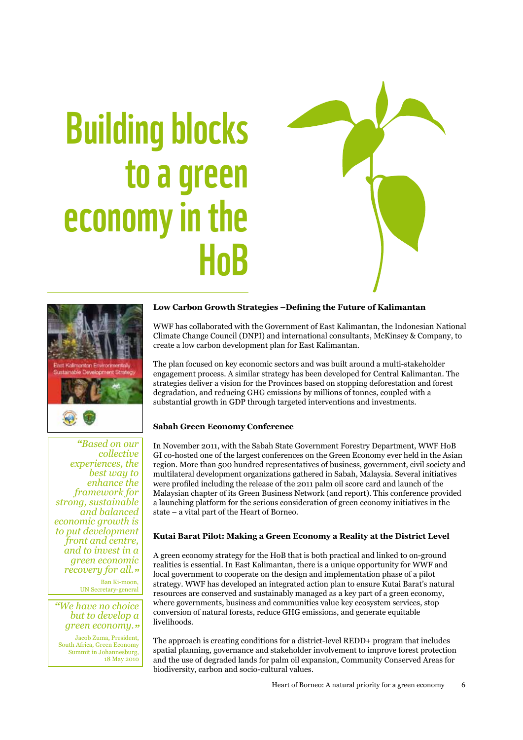# Building blocks to a green economy in the HoB

> *"Based on our collective experiences, the best way to enhance the framework for strong, sustainable and balanced economic growth is to put development front and centre, and to invest in a green economic recovery for all."*
>
> Ban Ki-moon, UN Secretary-general

> *"We have no choice but to develop a green economy."*
>
> Jacob Zuma, President, South Africa, Green Economy Summit in Johannesburg, 18 May 2010

**Low Carbon Growth Strategies –Defining the Future of Kalimantan**

WWF has collaborated with the Government of East Kalimantan, the Indonesian National Climate Change Council (DNPI) and international consultants, McKinsey & Company, to create a low carbon development plan for East Kalimantan.

The plan focused on key economic sectors and was built around a multi-stakeholder engagement process. A similar strategy has been developed for Central Kalimantan. The strategies deliver a vision for the Provinces based on stopping deforestation and forest degradation, and reducing GHG emissions by millions of tonnes, coupled with a substantial growth in GDP through targeted interventions and investments.

**Sabah Green Economy Conference**

In November 2011, with the Sabah State Government Forestry Department, WWF HoB GI co-hosted one of the largest conferences on the Green Economy ever held in the Asian region. More than 500 hundred representatives of business, government, civil society and multilateral development organizations gathered in Sabah, Malaysia. Several initiatives were profiled including the release of the 2011 palm oil score card and launch of the Malaysian chapter of its Green Business Network (and report). This conference provided a launching platform for the serious consideration of green economy initiatives in the state – a vital part of the Heart of Borneo.

**Kutai Barat Pilot: Making a Green Economy a Reality at the District Level**

A green economy strategy for the HoB that is both practical and linked to on-ground realities is essential. In East Kalimantan, there is a unique opportunity for WWF and local government to cooperate on the design and implementation phase of a pilot strategy. WWF has developed an integrated action plan to ensure Kutai Barat's natural resources are conserved and sustainably managed as a key part of a green economy, where governments, business and communities value key ecosystem services, stop conversion of natural forests, reduce GHG emissions, and generate equitable livelihoods.

The approach is creating conditions for a district-level REDD+ program that includes spatial planning, governance and stakeholder involvement to improve forest protection and the use of degraded lands for palm oil expansion, Community Conserved Areas for biodiversity, carbon and socio-cultural values.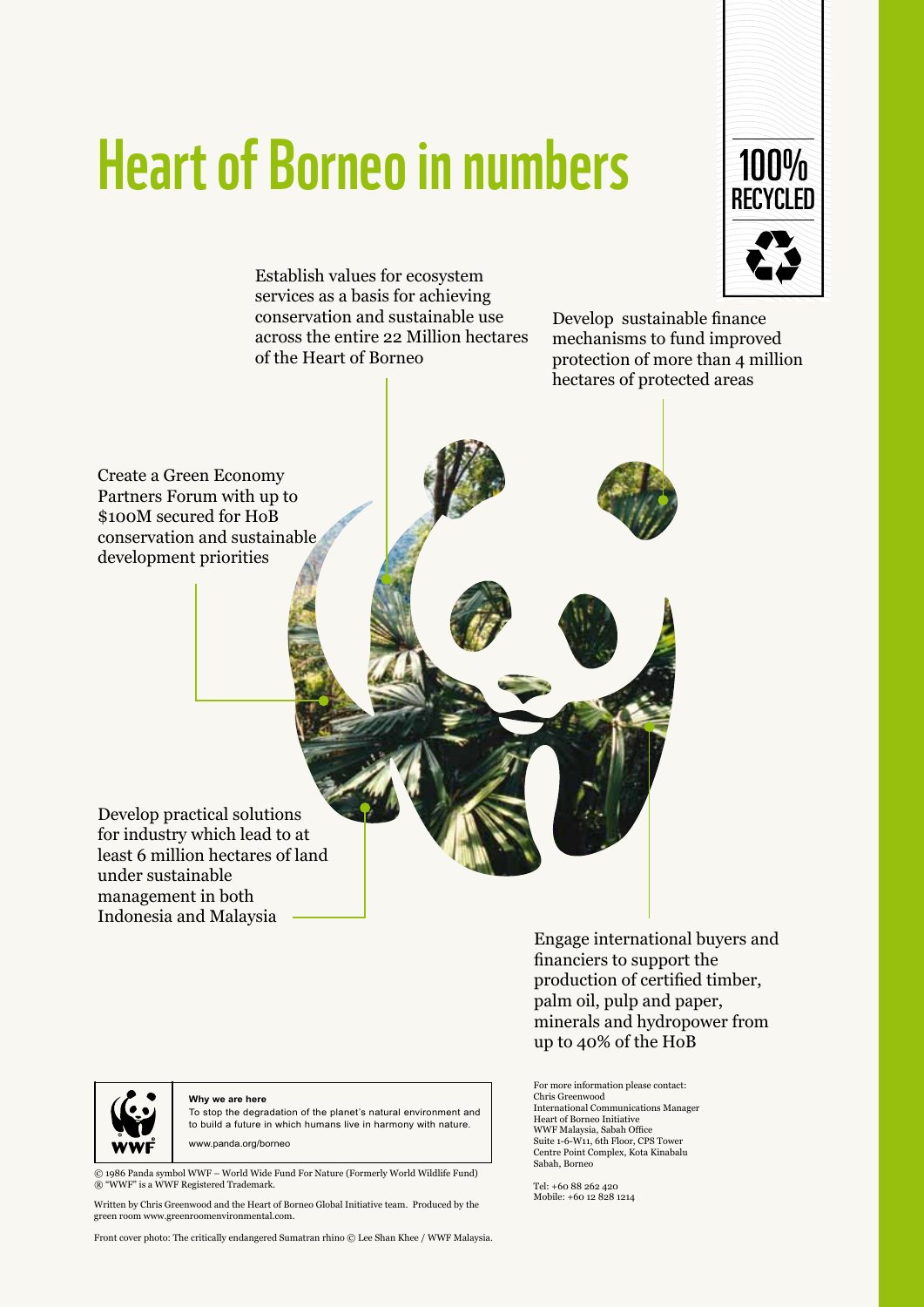# Heart of Borneo in numbers

100% RECYCLED

Establish values for ecosystem services as a basis for achieving conservation and sustainable use across the entire 22 Million hectares of the Heart of Borneo

Develop sustainable finance mechanisms to fund improved protection of more than 4 million hectares of protected areas

Create a Green Economy Partners Forum with up to $100M secured for HoB conservation and sustainable development priorities

Develop practical solutions for industry which lead to at least 6 million hectares of land under sustainable management in both Indonesia and Malaysia

Engage international buyers and financiers to support the production of certified timber, palm oil, pulp and paper, minerals and hydropower from up to 40% of the HoB

**Why we are here**

To stop the degradation of the planet's natural environment and to build a future in which humans live in harmony with nature.

www.panda.org/borneo

© 1986 Panda symbol WWF – World Wide Fund For Nature (Formerly World Wildlife Fund)
® "WWF" is a WWF Registered Trademark.

Written by Chris Greenwood and the Heart of Borneo Global Initiative team. Produced by the green room www.greenroomenvironmental.com.

Front cover photo: The critically endangered Sumatran rhino © Lee Shan Khee / WWF Malaysia.

For more information please contact:
Chris Greenwood
International Communications Manager
Heart of Borneo Initiative
WWF Malaysia, Sabah Office
Suite 1-6-W11, 6th Floor, CPS Tower
Centre Point Complex, Kota Kinabalu
Sabah, Borneo

Tel: +60 88 262 420
Mobile: +60 12 828 1214